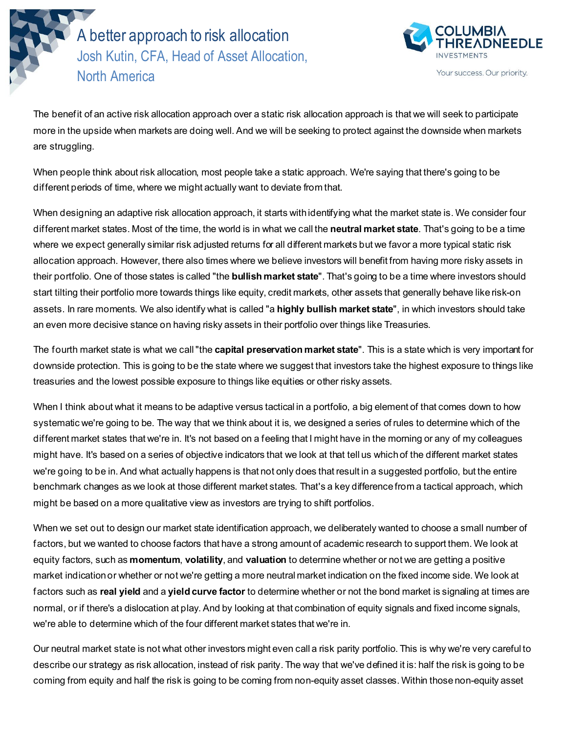# A better approach to risk allocation

## Josh Kutin, CFA, Head of Asset Allocation, North America

The benefit of an active risk allocation approach over a static risk allocation approach is that we will seek to participate more in the upside when markets are doing well. And we will be seeking to protect against the downside when markets are struggling.

When people think about risk allocation, most people take a static approach. We're saying that there's going to be different periods of time, where we might actually want to deviate from that.

When designing an adaptive risk allocation approach, it starts with identifying what the market state is. We consider four different market states. Most of the time, the world is in what we call the **neutral market state**. That's going to be a time where we expect generally similar risk adjusted returns for all different markets but we favor a more typical static risk allocation approach. However, there also times where we believe investors will benefit from having more risky assets in their portfolio. One of those states is called "the **bullish market state**". That's going to be a time where investors should start tilting their portfolio more towards things like equity, credit markets, other assets that generally behave like risk-on assets. In rare moments. We also identify what is called "a **highly bullish market state**", in which investors should take an even more decisive stance on having risky assets in their portfolio over things like Treasuries.

The fourth market state is what we call "the **capital preservation market state**". This is a state which is very important for downside protection. This is going to be the state where we suggest that investors take the highest exposure to things like treasuries and the lowest possible exposure to things like equities or other risky assets.

When I think about what it means to be adaptive versus tactical in a portfolio, a big element of that comes down to how systematic we're going to be. The way that we think about it is, we designed a series of rules to determine which of the different market states that we're in. It's not based on a feeling that I might have in the morning or any of my colleagues might have. It's based on a series of objective indicators that we look at that tell us which of the different market states we're going to be in. And what actually happens is that not only does that result in a suggested portfolio, but the entire benchmark changes as we look at those different market states. That's a key difference from a tactical approach, which might be based on a more qualitative view as investors are trying to shift portfolios.

When we set out to design our market state identification approach, we deliberately wanted to choose a small number of factors, but we wanted to choose factors that have a strong amount of academic research to support them. We look at equity factors, such as **momentum**, **volatility**, and **valuation** to determine whether or not we are getting a positive market indication or whether or not we're getting a more neutral market indication on the fixed income side. We look at factors such as **real yield** and a **yield curve factor** to determine whether or not the bond market is signaling at times are normal, or if there's a dislocation at play. And by looking at that combination of equity signals and fixed income signals, we're able to determine which of the four different market states that we're in.

Our neutral market state is not what other investors might even call a risk parity portfolio. This is why we're very careful to describe our strategy as risk allocation, instead of risk parity. The way that we've defined it is: half the risk is going to be coming from equity and half the risk is going to be coming from non-equity asset classes. Within those non-equity asset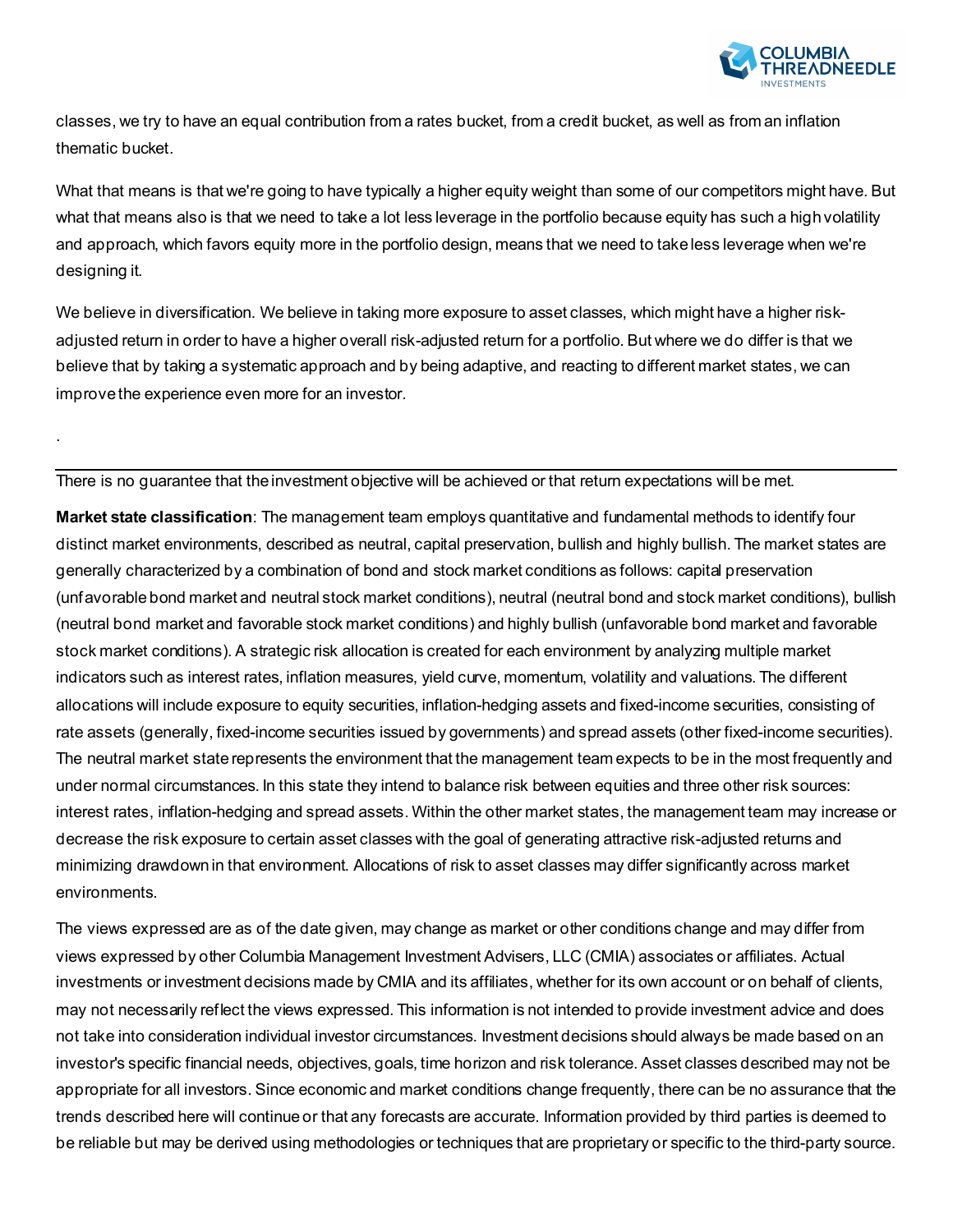classes, we try to have an equal contribution from a rates bucket, from a credit bucket, as well as from an inflation thematic bucket.

What that means is that we're going to have typically a higher equity weight than some of our competitors might have. But what that means also is that we need to take a lot less leverage in the portfolio because equity has such a high volatility and approach, which favors equity more in the portfolio design, means that we need to take less leverage when we're designing it.

We believe in diversification. We believe in taking more exposure to asset classes, which might have a higher risk-adjusted return in order to have a higher overall risk-adjusted return for a portfolio. But where we do differ is that we believe that by taking a systematic approach and by being adaptive, and reacting to different market states, we can improve the experience even more for an investor.

.

---

There is no guarantee that the investment objective will be achieved or that return expectations will be met.

**Market state classification**: The management team employs quantitative and fundamental methods to identify four distinct market environments, described as neutral, capital preservation, bullish and highly bullish. The market states are generally characterized by a combination of bond and stock market conditions as follows: capital preservation (unfavorable bond market and neutral stock market conditions), neutral (neutral bond and stock market conditions), bullish (neutral bond market and favorable stock market conditions) and highly bullish (unfavorable bond market and favorable stock market conditions). A strategic risk allocation is created for each environment by analyzing multiple market indicators such as interest rates, inflation measures, yield curve, momentum, volatility and valuations. The different allocations will include exposure to equity securities, inflation-hedging assets and fixed-income securities, consisting of rate assets (generally, fixed-income securities issued by governments) and spread assets (other fixed-income securities). The neutral market state represents the environment that the management team expects to be in the most frequently and under normal circumstances. In this state they intend to balance risk between equities and three other risk sources: interest rates, inflation-hedging and spread assets. Within the other market states, the management team may increase or decrease the risk exposure to certain asset classes with the goal of generating attractive risk-adjusted returns and minimizing drawdown in that environment. Allocations of risk to asset classes may differ significantly across market environments.

The views expressed are as of the date given, may change as market or other conditions change and may differ from views expressed by other Columbia Management Investment Advisers, LLC (CMIA) associates or affiliates. Actual investments or investment decisions made by CMIA and its affiliates, whether for its own account or on behalf of clients, may not necessarily reflect the views expressed. This information is not intended to provide investment advice and does not take into consideration individual investor circumstances. Investment decisions should always be made based on an investor's specific financial needs, objectives, goals, time horizon and risk tolerance. Asset classes described may not be appropriate for all investors. Since economic and market conditions change frequently, there can be no assurance that the trends described here will continue or that any forecasts are accurate. Information provided by third parties is deemed to be reliable but may be derived using methodologies or techniques that are proprietary or specific to the third-party source.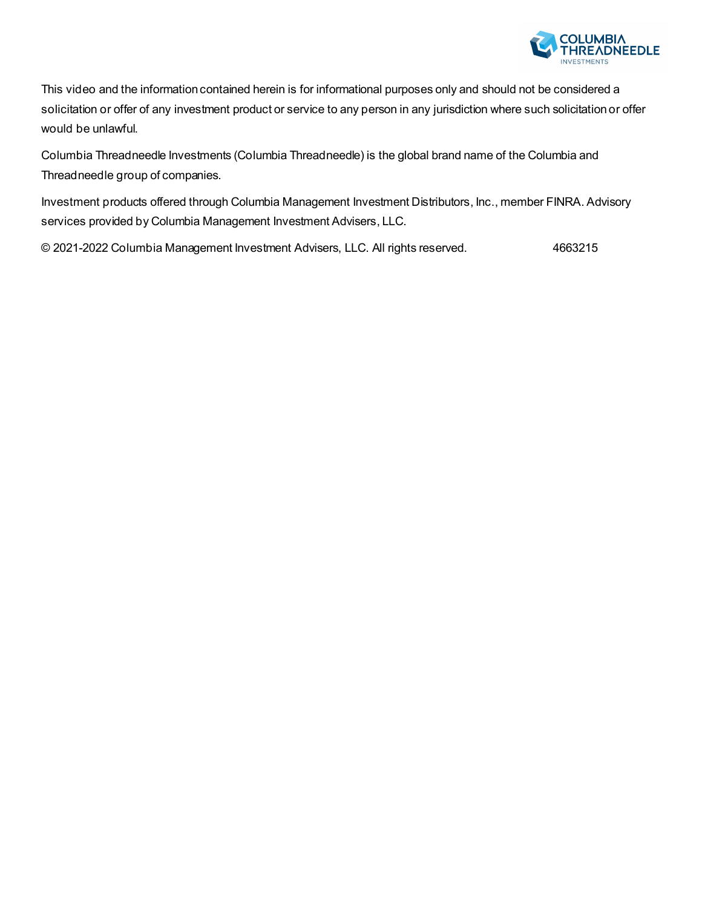This video and the information contained herein is for informational purposes only and should not be considered a solicitation or offer of any investment product or service to any person in any jurisdiction where such solicitation or offer would be unlawful.

Columbia Threadneedle Investments (Columbia Threadneedle) is the global brand name of the Columbia and Threadneedle group of companies.

Investment products offered through Columbia Management Investment Distributors, Inc., member FINRA. Advisory services provided by Columbia Management Investment Advisers, LLC.

© 2021-2022 Columbia Management Investment Advisers, LLC. All rights reserved. 4663215